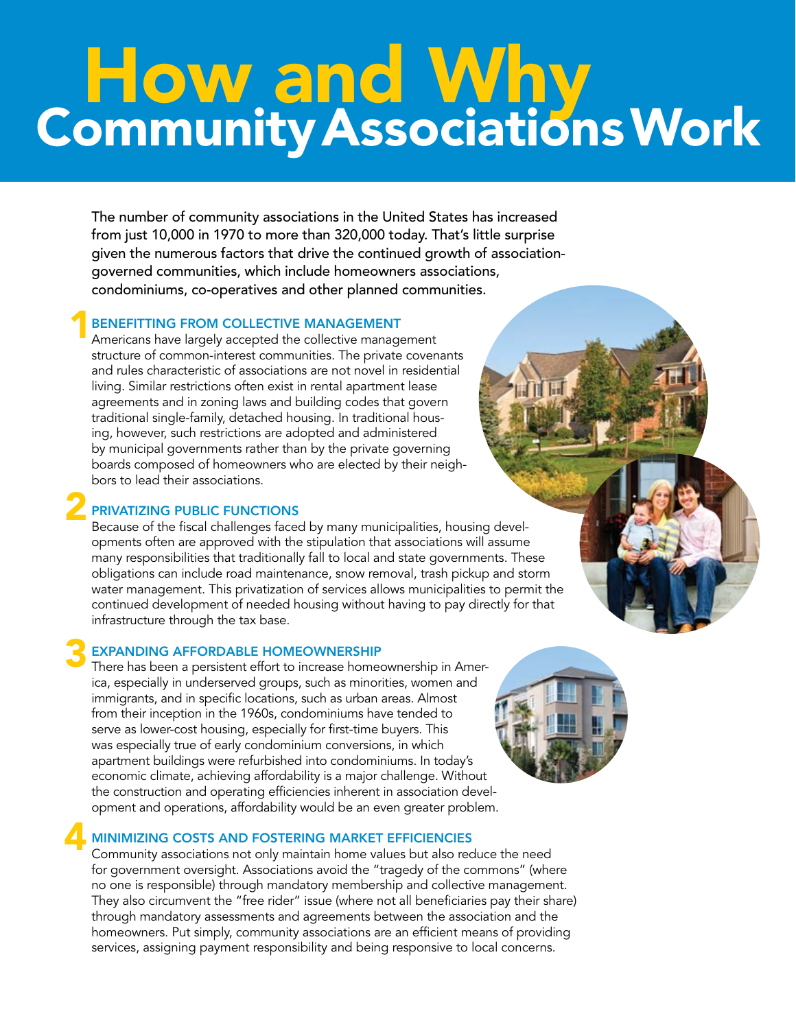# How and Why Community Associations Work

The number of community associations in the United States has increased from just 10,000 in 1970 to more than 320,000 today. That's little surprise given the numerous factors that drive the continued growth of association-governed communities, which include homeowners associations, condominiums, co-operatives and other planned communities.

## 1 BENEFITTING FROM COLLECTIVE MANAGEMENT

Americans have largely accepted the collective management structure of common-interest communities. The private covenants and rules characteristic of associations are not novel in residential living. Similar restrictions often exist in rental apartment lease agreements and in zoning laws and building codes that govern traditional single-family, detached housing. In traditional housing, however, such restrictions are adopted and administered by municipal governments rather than by the private governing boards composed of homeowners who are elected by their neighbors to lead their associations.

## 2 PRIVATIZING PUBLIC FUNCTIONS

Because of the fiscal challenges faced by many municipalities, housing developments often are approved with the stipulation that associations will assume many responsibilities that traditionally fall to local and state governments. These obligations can include road maintenance, snow removal, trash pickup and storm water management. This privatization of services allows municipalities to permit the continued development of needed housing without having to pay directly for that infrastructure through the tax base.

## 3 EXPANDING AFFORDABLE HOMEOWNERSHIP

There has been a persistent effort to increase homeownership in America, especially in underserved groups, such as minorities, women and immigrants, and in specific locations, such as urban areas. Almost from their inception in the 1960s, condominiums have tended to serve as lower-cost housing, especially for first-time buyers. This was especially true of early condominium conversions, in which apartment buildings were refurbished into condominiums. In today's economic climate, achieving affordability is a major challenge. Without the construction and operating efficiencies inherent in association development and operations, affordability would be an even greater problem.

## 4 MINIMIZING COSTS AND FOSTERING MARKET EFFICIENCIES

Community associations not only maintain home values but also reduce the need for government oversight. Associations avoid the "tragedy of the commons" (where no one is responsible) through mandatory membership and collective management. They also circumvent the "free rider" issue (where not all beneficiaries pay their share) through mandatory assessments and agreements between the association and the homeowners. Put simply, community associations are an efficient means of providing services, assigning payment responsibility and being responsive to local concerns.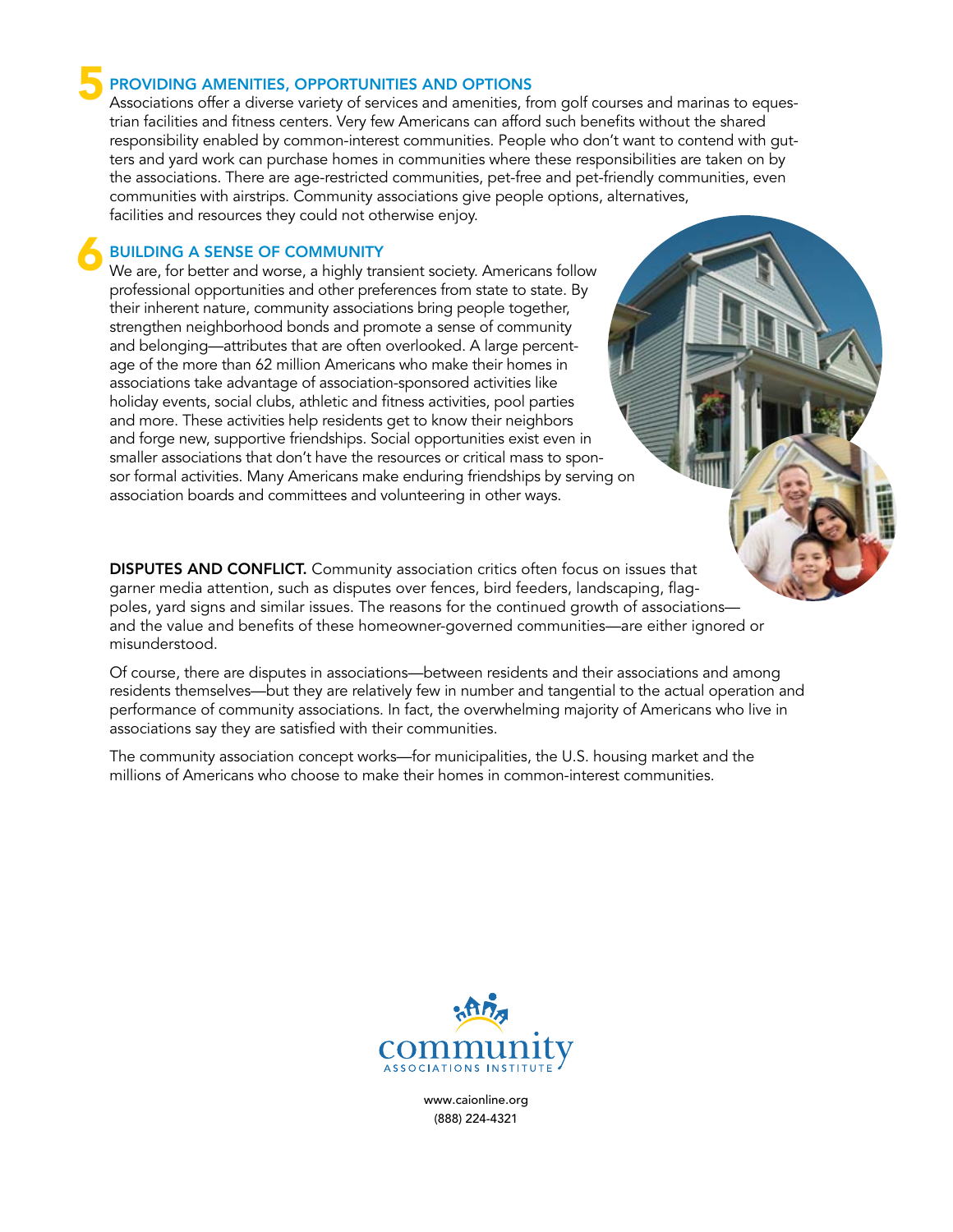## 5 PROVIDING AMENITIES, OPPORTUNITIES AND OPTIONS

Associations offer a diverse variety of services and amenities, from golf courses and marinas to equestrian facilities and fitness centers. Very few Americans can afford such benefits without the shared responsibility enabled by common-interest communities. People who don't want to contend with gutters and yard work can purchase homes in communities where these responsibilities are taken on by the associations. There are age-restricted communities, pet-free and pet-friendly communities, even communities with airstrips. Community associations give people options, alternatives, facilities and resources they could not otherwise enjoy.

## 6 BUILDING A SENSE OF COMMUNITY

We are, for better and worse, a highly transient society. Americans follow professional opportunities and other preferences from state to state. By their inherent nature, community associations bring people together, strengthen neighborhood bonds and promote a sense of community and belonging—attributes that are often overlooked. A large percentage of the more than 62 million Americans who make their homes in associations take advantage of association-sponsored activities like holiday events, social clubs, athletic and fitness activities, pool parties and more. These activities help residents get to know their neighbors and forge new, supportive friendships. Social opportunities exist even in smaller associations that don't have the resources or critical mass to sponsor formal activities. Many Americans make enduring friendships by serving on association boards and committees and volunteering in other ways.

**DISPUTES AND CONFLICT.** Community association critics often focus on issues that garner media attention, such as disputes over fences, bird feeders, landscaping, flagpoles, yard signs and similar issues. The reasons for the continued growth of associations—and the value and benefits of these homeowner-governed communities—are either ignored or misunderstood.

Of course, there are disputes in associations—between residents and their associations and among residents themselves—but they are relatively few in number and tangential to the actual operation and performance of community associations. In fact, the overwhelming majority of Americans who live in associations say they are satisfied with their communities.

The community association concept works—for municipalities, the U.S. housing market and the millions of Americans who choose to make their homes in common-interest communities.

community
ASSOCIATIONS INSTITUTE

www.caionline.org
(888) 224-4321